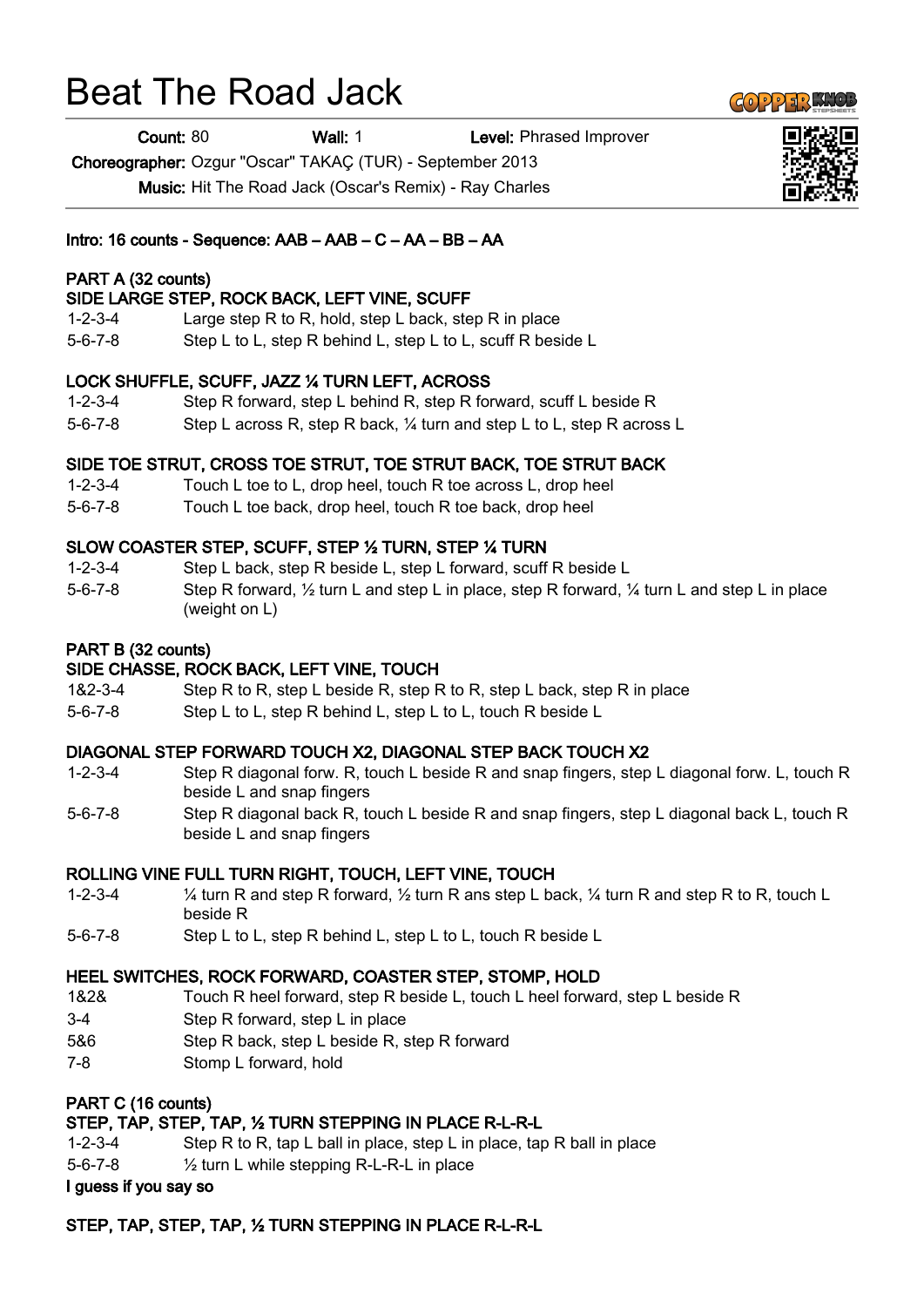# Beat The Road Jack

**Count:** 80 **Wall:** 1 **Level:** Phrased Improver

**Choreographer:** Ozgur "Oscar" TAKAÇ (TUR) - September 2013

**Music:** Hit The Road Jack (Oscar's Remix) - Ray Charles

**Intro: 16 counts - Sequence: AAB – AAB – C – AA – BB – AA**

**PART A (32 counts)**

**SIDE LARGE STEP, ROCK BACK, LEFT VINE, SCUFF**

1-2-3-4 Large step R to R, hold, step L back, step R in place
5-6-7-8 Step L to L, step R behind L, step L to L, scuff R beside L

**LOCK SHUFFLE, SCUFF, JAZZ ¼ TURN LEFT, ACROSS**

1-2-3-4 Step R forward, step L behind R, step R forward, scuff L beside R
5-6-7-8 Step L across R, step R back, ¼ turn and step L to L, step R across L

**SIDE TOE STRUT, CROSS TOE STRUT, TOE STRUT BACK, TOE STRUT BACK**

1-2-3-4 Touch L toe to L, drop heel, touch R toe across L, drop heel
5-6-7-8 Touch L toe back, drop heel, touch R toe back, drop heel

**SLOW COASTER STEP, SCUFF, STEP ½ TURN, STEP ¼ TURN**

1-2-3-4 Step L back, step R beside L, step L forward, scuff R beside L
5-6-7-8 Step R forward, ½ turn L and step L in place, step R forward, ¼ turn L and step L in place (weight on L)

**PART B (32 counts)**

**SIDE CHASSE, ROCK BACK, LEFT VINE, TOUCH**

1&2-3-4 Step R to R, step L beside R, step R to R, step L back, step R in place
5-6-7-8 Step L to L, step R behind L, step L to L, touch R beside L

**DIAGONAL STEP FORWARD TOUCH X2, DIAGONAL STEP BACK TOUCH X2**

1-2-3-4 Step R diagonal forw. R, touch L beside R and snap fingers, step L diagonal forw. L, touch R beside L and snap fingers
5-6-7-8 Step R diagonal back R, touch L beside R and snap fingers, step L diagonal back L, touch R beside L and snap fingers

**ROLLING VINE FULL TURN RIGHT, TOUCH, LEFT VINE, TOUCH**

1-2-3-4 ¼ turn R and step R forward, ½ turn R ans step L back, ¼ turn R and step R to R, touch L beside R
5-6-7-8 Step L to L, step R behind L, step L to L, touch R beside L

**HEEL SWITCHES, ROCK FORWARD, COASTER STEP, STOMP, HOLD**

1&2& Touch R heel forward, step R beside L, touch L heel forward, step L beside R
3-4 Step R forward, step L in place
5&6 Step R back, step L beside R, step R forward
7-8 Stomp L forward, hold

**PART C (16 counts)**

**STEP, TAP, STEP, TAP, ½ TURN STEPPING IN PLACE R-L-R-L**

1-2-3-4 Step R to R, tap L ball in place, step L in place, tap R ball in place
5-6-7-8 ½ turn L while stepping R-L-R-L in place

**I guess if you say so**

**STEP, TAP, STEP, TAP, ½ TURN STEPPING IN PLACE R-L-R-L**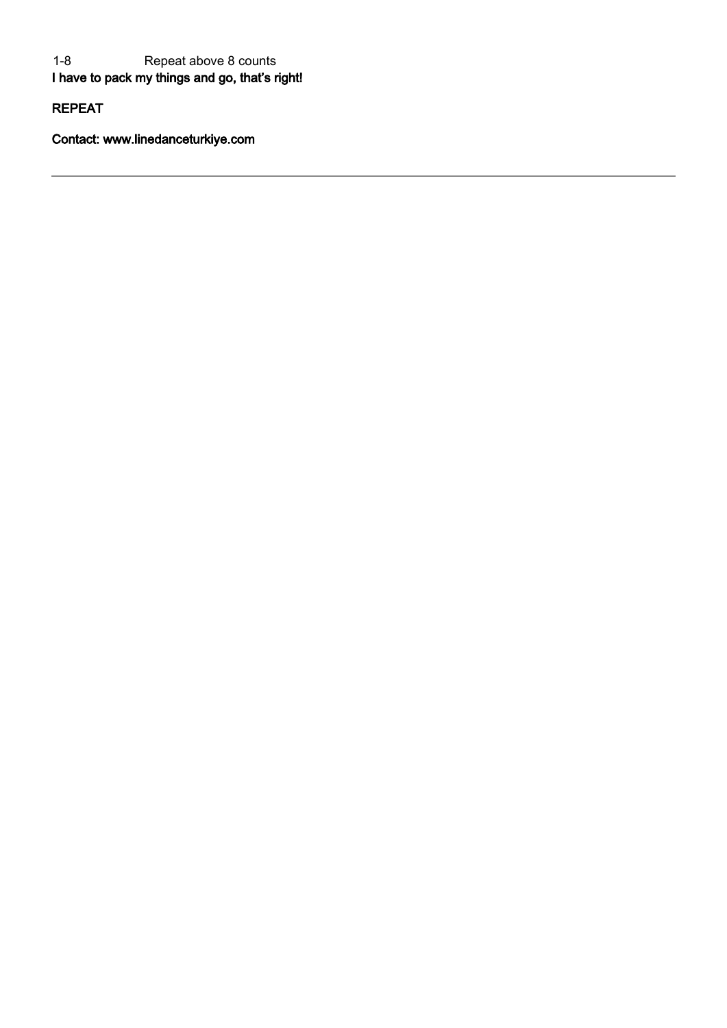1-8 Repeat above 8 counts

**I have to pack my things and go, that's right!**

**REPEAT**

**Contact: www.linedanceturkiye.com**

---